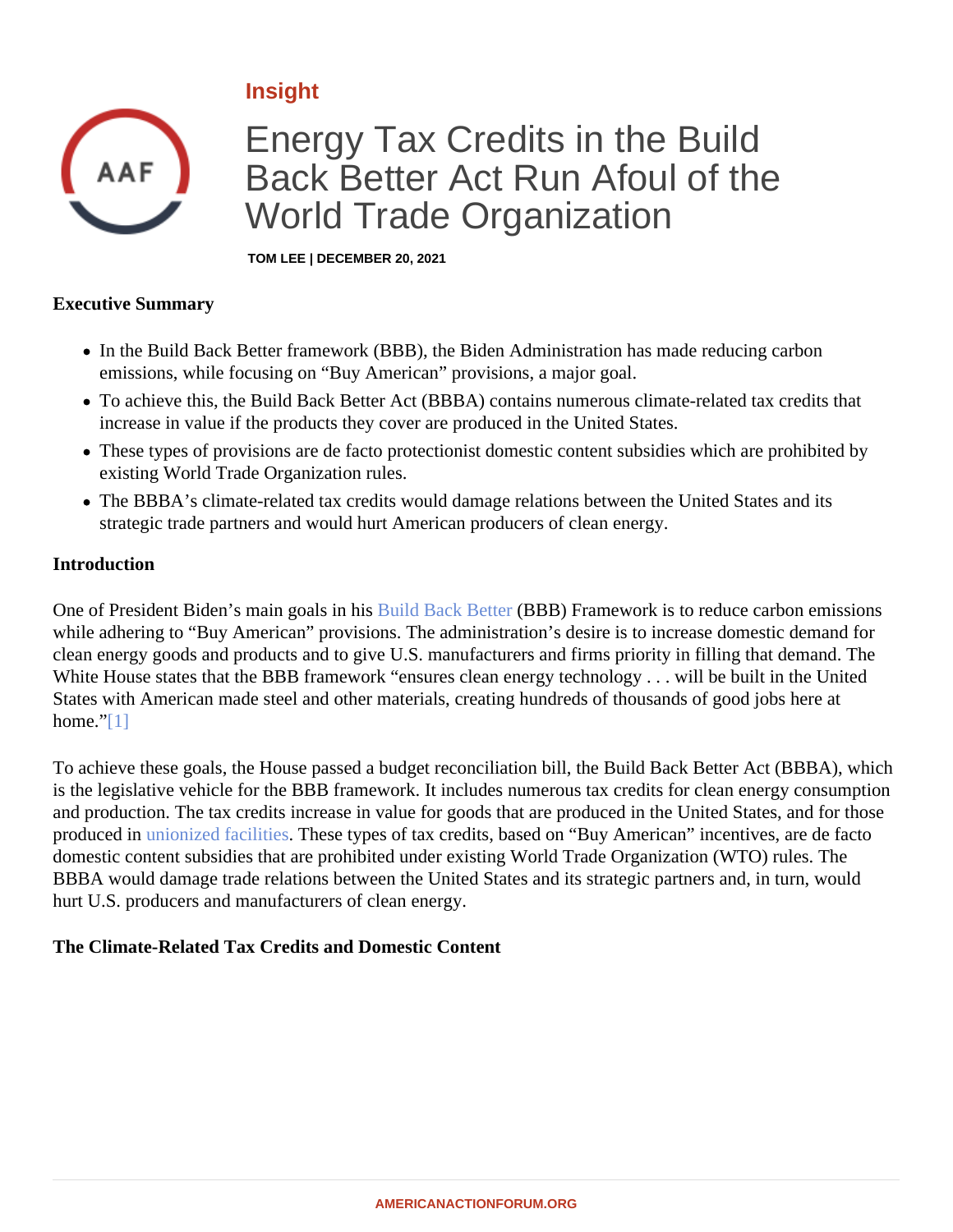Insight

# Energy Tax Credits in the Build Back Better Act Run Afoul of the World Trade Organization

TOM LEE | DECEMBER 20, 2021

**Executive Summary**

- In the Build Back Better framework (BBB), the Biden Administration has made reducing carbon emissions, while focusing on "Buy American" provisions, a major goal.
- To achieve this, the Build Back Better Act (BBBA) contains numerous climate-related tax credits that increase in value if the products they cover are produced in the United States.
- These types of provisions are de facto protectionist domestic content subsidies which are prohibited by existing World Trade Organization rules.
- The BBBA's climate-related tax credits would damage relations between the United States and its strategic trade partners and would hurt American producers of clean energy.

**Introduction**

One of President Biden's main goals in his Build Back Better (BBB) Framework is to reduce carbon emissions while adhering to "Buy American" provisions. The administration's desire is to increase domestic demand for clean energy goods and products and to give U.S. manufacturers and firms priority in filling that demand. The White House states that the BBB framework "ensures clean energy technology . . . will be built in the United States with American made steel and other materials, creating hundreds of thousands of good jobs here at home."[1]

To achieve these goals, the House passed a budget reconciliation bill, the Build Back Better Act (BBBA), which is the legislative vehicle for the BBB framework. It includes numerous tax credits for clean energy consumption and production. The tax credits increase in value for goods that are produced in the United States, and for those produced in unionized facilities. These types of tax credits, based on "Buy American" incentives, are de facto domestic content subsidies that are prohibited under existing World Trade Organization (WTO) rules. The BBBA would damage trade relations between the United States and its strategic partners and, in turn, would hurt U.S. producers and manufacturers of clean energy.

**The Climate-Related Tax Credits and Domestic Content**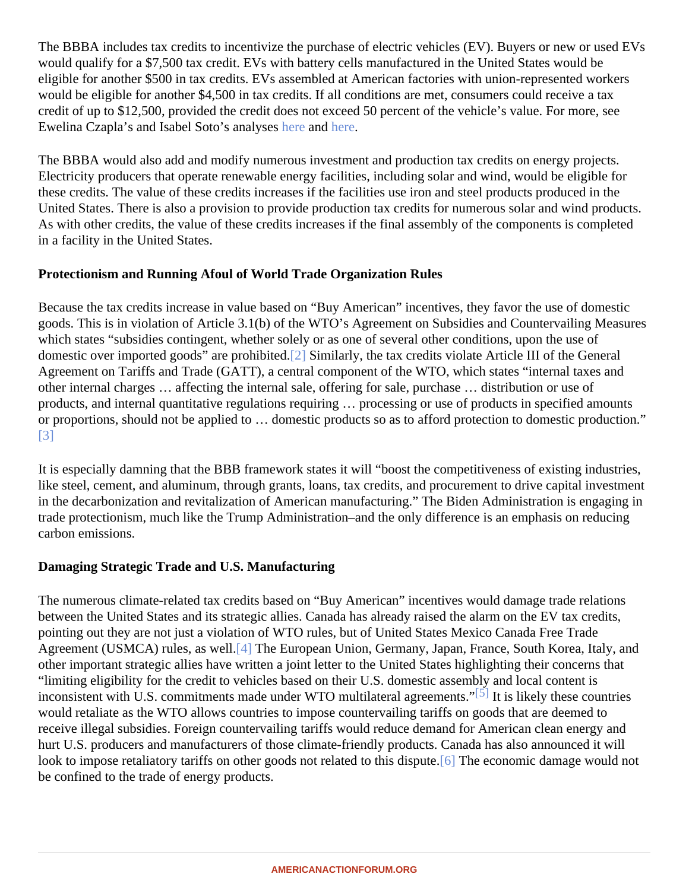The BBBA includes tax credits to incentivize the purchase of electric vehicles (EV). Buyers or new or used EVs would qualify for a $7,500 tax credit. EVs with battery cells manufactured in the United States would be eligible for another $500 in tax credits. EVs assembled at American factories with union-represented workers would be eligible for another $4,500 in tax credits. If all conditions are met, consumers could receive a tax credit of up to $12,500, provided the credit does not exceed 50 percent of the vehicle's value. For more, see Ewelina Czapla's and Isabel Soto's analyses here and here.

The BBBA would also add and modify numerous investment and production tax credits on energy projects. Electricity producers that operate renewable energy facilities, including solar and wind, would be eligible for these credits. The value of these credits increases if the facilities use iron and steel products produced in the United States. There is also a provision to provide production tax credits for numerous solar and wind products. As with other credits, the value of these credits increases if the final assembly of the components is completed in a facility in the United States.

**Protectionism and Running Afoul of World Trade Organization Rules**

Because the tax credits increase in value based on "Buy American" incentives, they favor the use of domestic goods. This is in violation of Article 3.1(b) of the WTO's Agreement on Subsidies and Countervailing Measures which states "subsidies contingent, whether solely or as one of several other conditions, upon the use of domestic over imported goods" are prohibited.[2] Similarly, the tax credits violate Article III of the General Agreement on Tariffs and Trade (GATT), a central component of the WTO, which states "internal taxes and other internal charges … affecting the internal sale, offering for sale, purchase … distribution or use of products, and internal quantitative regulations requiring … processing or use of products in specified amounts or proportions, should not be applied to … domestic products so as to afford protection to domestic production." [3]

It is especially damning that the BBB framework states it will "boost the competitiveness of existing industries, like steel, cement, and aluminum, through grants, loans, tax credits, and procurement to drive capital investment in the decarbonization and revitalization of American manufacturing." The Biden Administration is engaging in trade protectionism, much like the Trump Administration–and the only difference is an emphasis on reducing carbon emissions.

**Damaging Strategic Trade and U.S. Manufacturing**

The numerous climate-related tax credits based on "Buy American" incentives would damage trade relations between the United States and its strategic allies. Canada has already raised the alarm on the EV tax credits, pointing out they are not just a violation of WTO rules, but of United States Mexico Canada Free Trade Agreement (USMCA) rules, as well.[4] The European Union, Germany, Japan, France, South Korea, Italy, and other important strategic allies have written a joint letter to the United States highlighting their concerns that "limiting eligibility for the credit to vehicles based on their U.S. domestic assembly and local content is inconsistent with U.S. commitments made under WTO multilateral agreements."[5] It is likely these countries would retaliate as the WTO allows countries to impose countervailing tariffs on goods that are deemed to receive illegal subsidies. Foreign countervailing tariffs would reduce demand for American clean energy and hurt U.S. producers and manufacturers of those climate-friendly products. Canada has also announced it will look to impose retaliatory tariffs on other goods not related to this dispute.[6] The economic damage would not be confined to the trade of energy products.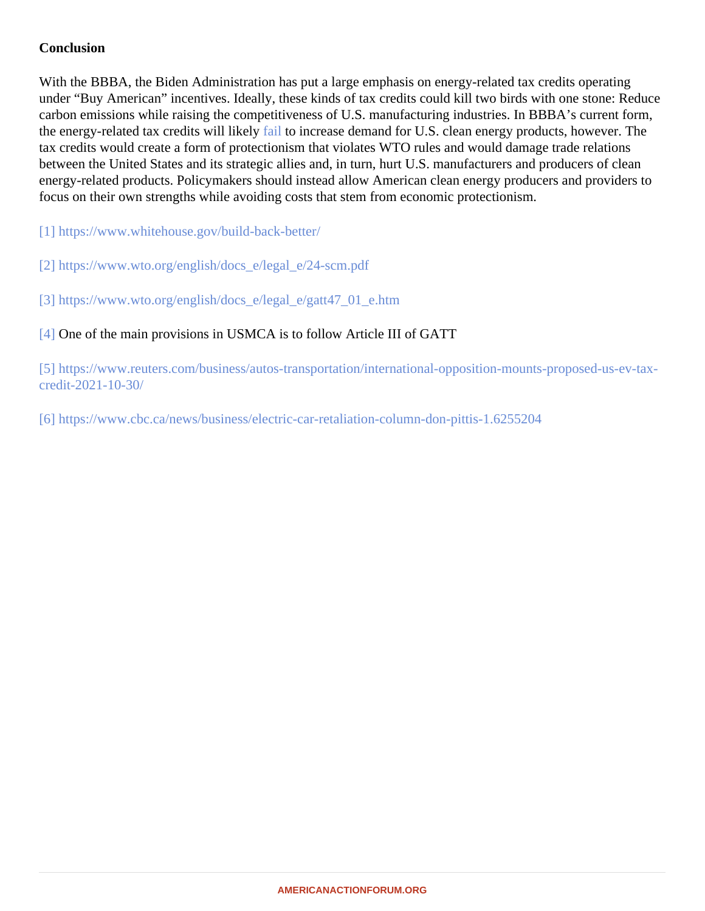**Conclusion**

With the BBBA, the Biden Administration has put a large emphasis on energy-related tax credits operating under "Buy American" incentives. Ideally, these kinds of tax credits could kill two birds with one stone: Reduce carbon emissions while raising the competitiveness of U.S. manufacturing industries. In BBBA's current form, the energy-related tax credits will likely fail to increase demand for U.S. clean energy products, however. The tax credits would create a form of protectionism that violates WTO rules and would damage trade relations between the United States and its strategic allies and, in turn, hurt U.S. manufacturers and producers of clean energy-related products. Policymakers should instead allow American clean energy producers and providers to focus on their own strengths while avoiding costs that stem from economic protectionism.

[1] https://www.whitehouse.gov/build-back-better/

[2] https://www.wto.org/english/docs_e/legal_e/24-scm.pdf

[3] https://www.wto.org/english/docs_e/legal_e/gatt47_01_e.htm

[4] One of the main provisions in USMCA is to follow Article III of GATT

[5] https://www.reuters.com/business/autos-transportation/international-opposition-mounts-proposed-us-ev-tax-credit-2021-10-30/

[6] https://www.cbc.ca/news/business/electric-car-retaliation-column-don-pittis-1.6255204